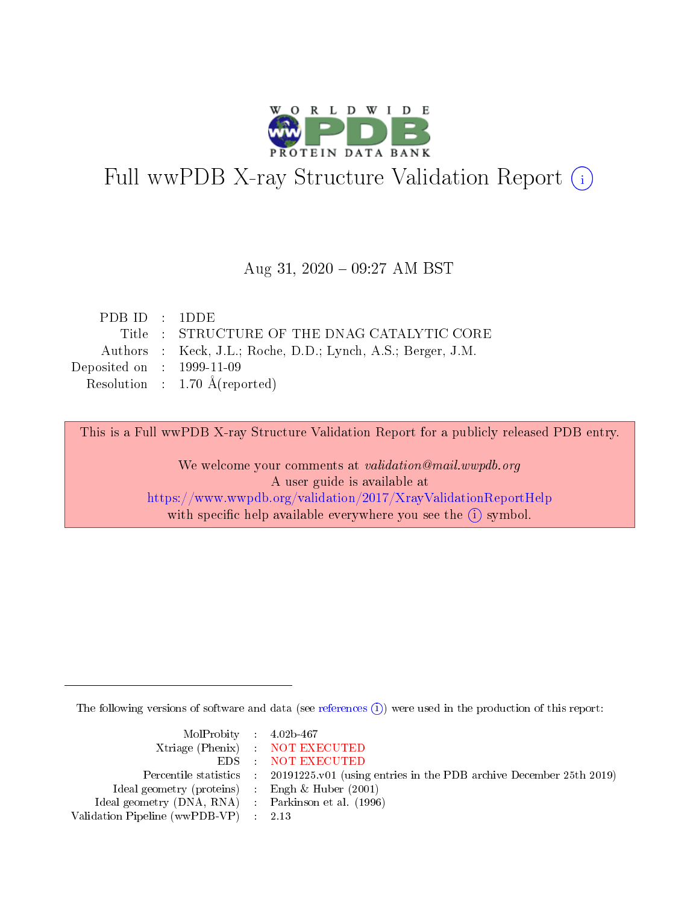# Full wwPDB X-ray Structure Validation Report (i)

Aug 31, 2020 – 09:27 AM BST

| | | |
|---|---|---|
| PDB ID | : | 1DDE |
| Title | : | STRUCTURE OF THE DNAG CATALYTIC CORE |
| Authors | : | Keck, J.L.; Roche, D.D.; Lynch, A.S.; Berger, J.M. |
| Deposited on | : | 1999-11-09 |
| Resolution | : | 1.70 Å(reported) |

This is a Full wwPDB X-ray Structure Validation Report for a publicly released PDB entry.

We welcome your comments at *validation@mail.wwpdb.org*
A user guide is available at
https://www.wwpdb.org/validation/2017/XrayValidationReportHelp
with specific help available everywhere you see the (i) symbol.

The following versions of software and data (see references (i)) were used in the production of this report:

| | | |
|---|---|---|
| MolProbity | : | 4.02b-467 |
| Xtriage (Phenix) | : | NOT EXECUTED |
| EDS | : | NOT EXECUTED |
| Percentile statistics | : | 20191225.v01 (using entries in the PDB archive December 25th 2019) |
| Ideal geometry (proteins) | : | Engh & Huber (2001) |
| Ideal geometry (DNA, RNA) | : | Parkinson et al. (1996) |
| Validation Pipeline (wwPDB-VP) | : | 2.13 |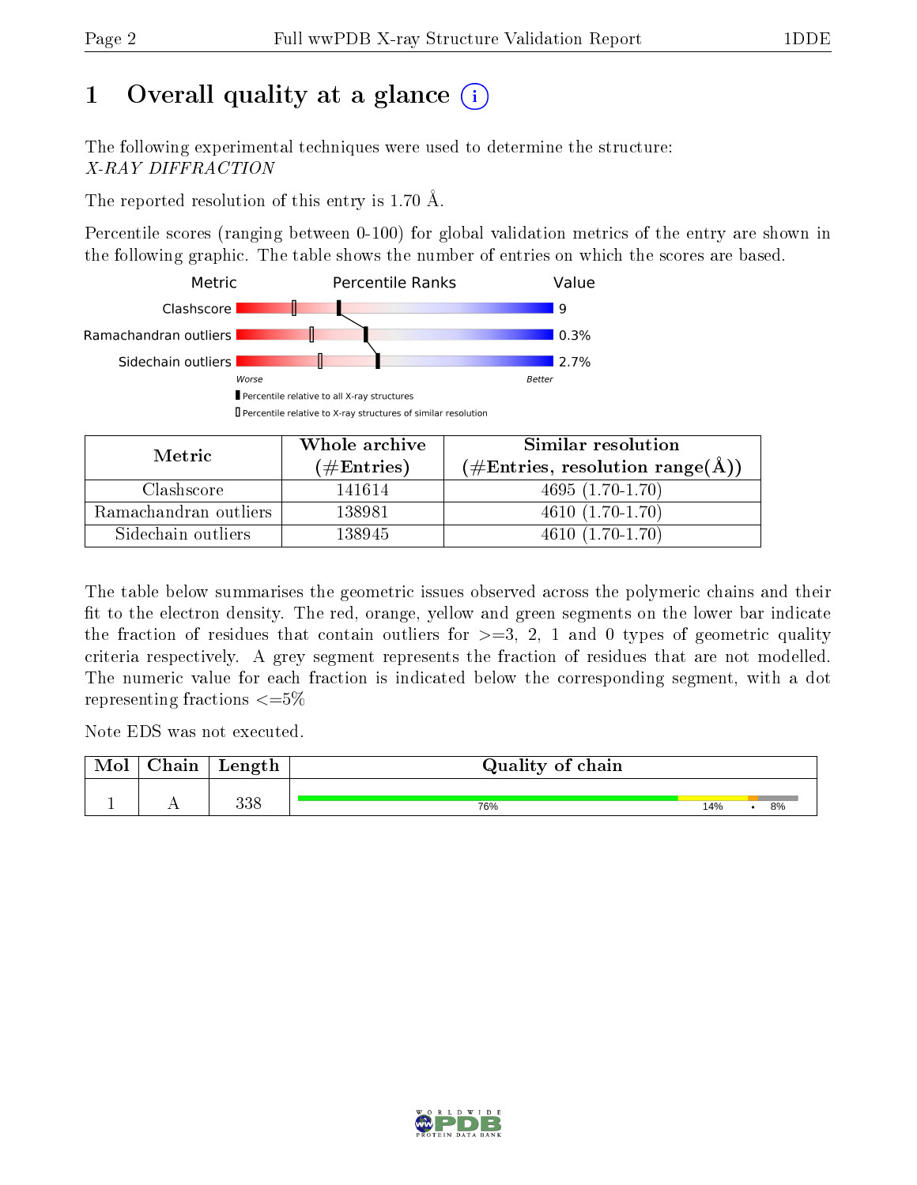# 1 Overall quality at a glance

The following experimental techniques were used to determine the structure:
*X-RAY DIFFRACTION*

The reported resolution of this entry is 1.70 Å.

Percentile scores (ranging between 0-100) for global validation metrics of the entry are shown in the following graphic. The table shows the number of entries on which the scores are based.

| Metric | Value |
|---|---|
| Clashscore | 9 |
| Ramachandran outliers | 0.3% |
| Sidechain outliers | 2.7% |

Worse — Better

▮ Percentile relative to all X-ray structures
▯ Percentile relative to X-ray structures of similar resolution

| Metric | Whole archive (#Entries) | Similar resolution (#Entries, resolution range(Å)) |
|---|---|---|
| Clashscore | 141614 | 4695 (1.70-1.70) |
| Ramachandran outliers | 138981 | 4610 (1.70-1.70) |
| Sidechain outliers | 138945 | 4610 (1.70-1.70) |

The table below summarises the geometric issues observed across the polymeric chains and their fit to the electron density. The red, orange, yellow and green segments on the lower bar indicate the fraction of residues that contain outliers for >=3, 2, 1 and 0 types of geometric quality criteria respectively. A grey segment represents the fraction of residues that are not modelled. The numeric value for each fraction is indicated below the corresponding segment, with a dot representing fractions <=5%

Note EDS was not executed.

| Mol | Chain | Length | Quality of chain |
|---|---|---|---|
| 1 | A | 338 | 76% 14% • 8% |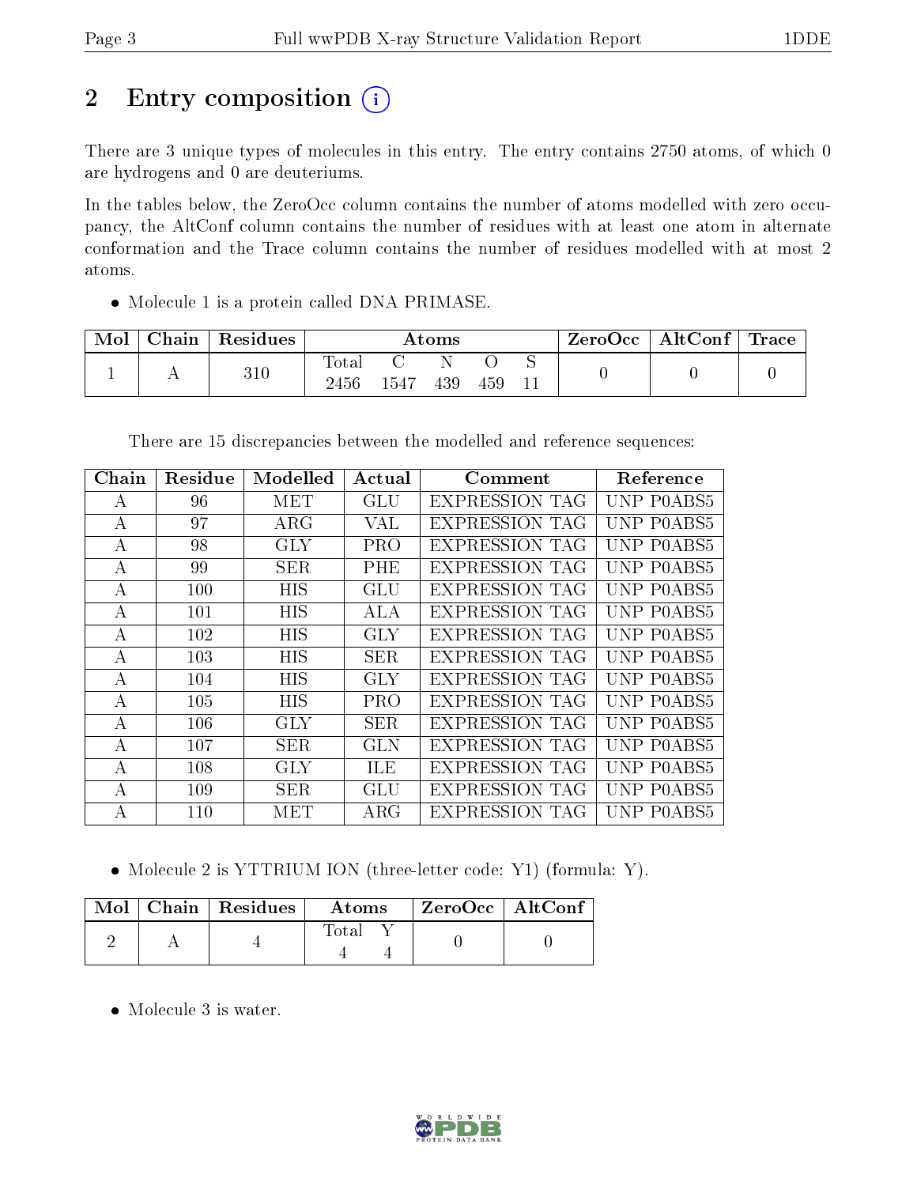# 2 Entry composition

There are 3 unique types of molecules in this entry. The entry contains 2750 atoms, of which 0 are hydrogens and 0 are deuteriums.

In the tables below, the ZeroOcc column contains the number of atoms modelled with zero occupancy, the AltConf column contains the number of residues with at least one atom in alternate conformation and the Trace column contains the number of residues modelled with at most 2 atoms.

- Molecule 1 is a protein called DNA PRIMASE.

| Mol | Chain | Residues | Atoms | | | | | ZeroOcc | AltConf | Trace |
|---|---|---|---|---|---|---|---|---|---|---|
| 1 | A | 310 | Total | C | N | O | S | 0 | 0 | 0 |
| | | | 2456 | 1547 | 439 | 459 | 11 | | | |

There are 15 discrepancies between the modelled and reference sequences:

| Chain | Residue | Modelled | Actual | Comment | Reference |
|---|---|---|---|---|---|
| A | 96 | MET | GLU | EXPRESSION TAG | UNP P0ABS5 |
| A | 97 | ARG | VAL | EXPRESSION TAG | UNP P0ABS5 |
| A | 98 | GLY | PRO | EXPRESSION TAG | UNP P0ABS5 |
| A | 99 | SER | PHE | EXPRESSION TAG | UNP P0ABS5 |
| A | 100 | HIS | GLU | EXPRESSION TAG | UNP P0ABS5 |
| A | 101 | HIS | ALA | EXPRESSION TAG | UNP P0ABS5 |
| A | 102 | HIS | GLY | EXPRESSION TAG | UNP P0ABS5 |
| A | 103 | HIS | SER | EXPRESSION TAG | UNP P0ABS5 |
| A | 104 | HIS | GLY | EXPRESSION TAG | UNP P0ABS5 |
| A | 105 | HIS | PRO | EXPRESSION TAG | UNP P0ABS5 |
| A | 106 | GLY | SER | EXPRESSION TAG | UNP P0ABS5 |
| A | 107 | SER | GLN | EXPRESSION TAG | UNP P0ABS5 |
| A | 108 | GLY | ILE | EXPRESSION TAG | UNP P0ABS5 |
| A | 109 | SER | GLU | EXPRESSION TAG | UNP P0ABS5 |
| A | 110 | MET | ARG | EXPRESSION TAG | UNP P0ABS5 |

- Molecule 2 is YTTRIUM ION (three-letter code: Y1) (formula: Y).

| Mol | Chain | Residues | Atoms | | ZeroOcc | AltConf |
|---|---|---|---|---|---|---|
| 2 | A | 4 | Total | Y | 0 | 0 |
| | | | 4 | 4 | | |

- Molecule 3 is water.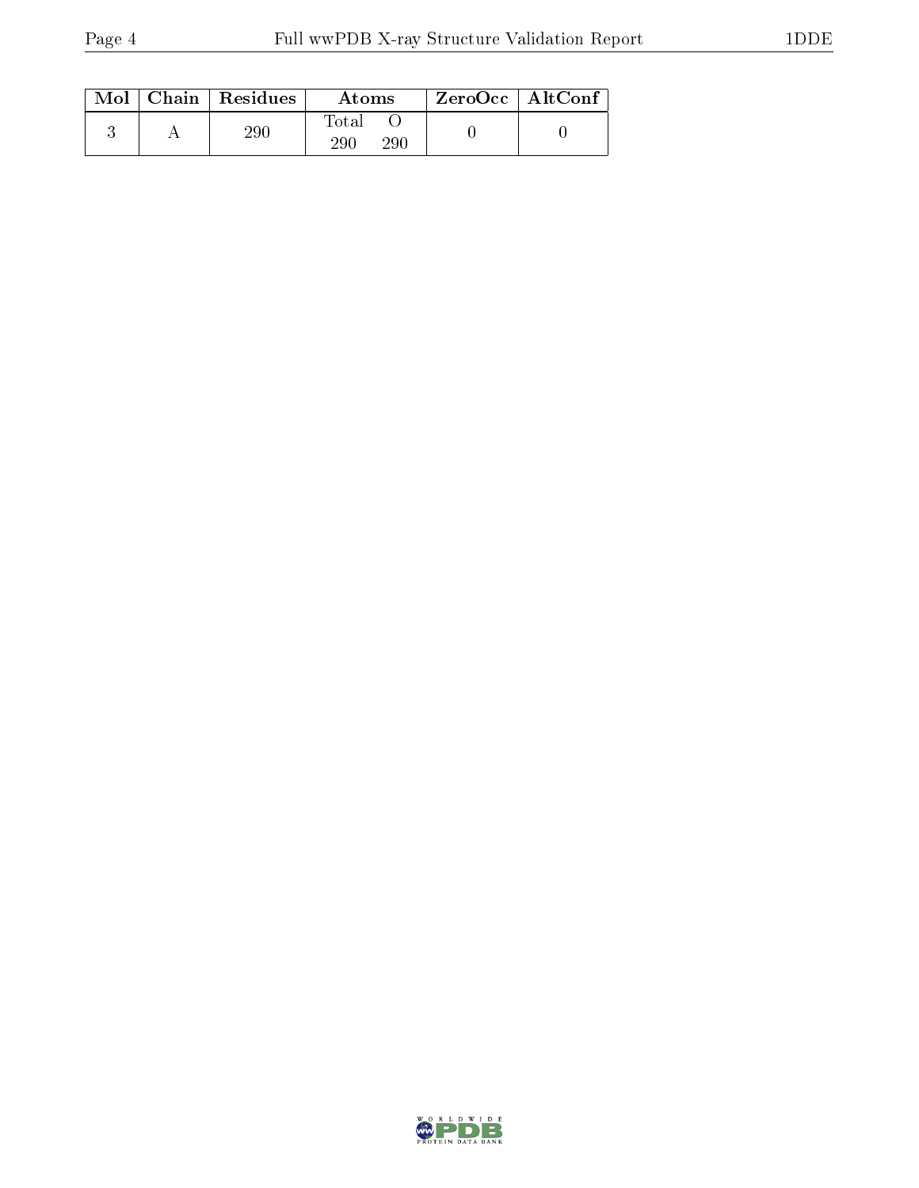| Mol | Chain | Residues | Atoms | | ZeroOcc | AltConf |
|---|---|---|---|---|---|---|
| | | | Total | O | | |
| 3 | A | 290 | 290 | 290 | 0 | 0 |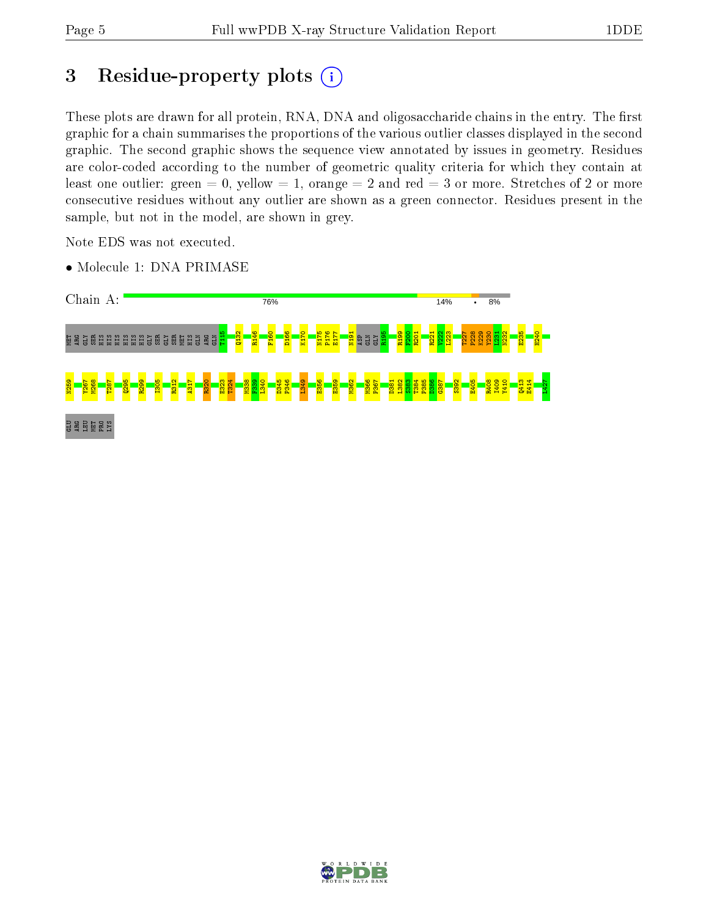# 3 Residue-property plots

These plots are drawn for all protein, RNA, DNA and oligosaccharide chains in the entry. The first graphic for a chain summarises the proportions of the various outlier classes displayed in the second graphic. The second graphic shows the sequence view annotated by issues in geometry. Residues are color-coded according to the number of geometric quality criteria for which they contain at least one outlier: green = 0, yellow = 1, orange = 2 and red = 3 or more. Stretches of 2 or more consecutive residues without any outlier are shown as a green connector. Residues present in the sample, but not in the model, are shown in grey.

Note EDS was not executed.

- Molecule 1: DNA PRIMASE

Chain A: 76% 14% • 8%

MET ARG GLY SER HIS HIS HIS HIS HIS HIS GLY SER GLY SER MET HIS GLN ARG GLN T115 Q132 R146 F160 D166 K170 N175 P176 E177 N191 ASP GLN GLY R195 R199 F200 R201 R221 V222 L223 T227 P228 K229 V230 L231 N232 E235 H240

N259 Y267 M268 T287 Q295 R299 I305 R312 A317 R320 E323 T324 M338 F339 L340 D345 F346 L349 E356 E359 M362 M366 P367 D381 L382 S383 T384 F385 D386 G387 S392 E405 R408 I409 Y410 Q413 E414 I427

GLU ARG LEU MET PRO LYS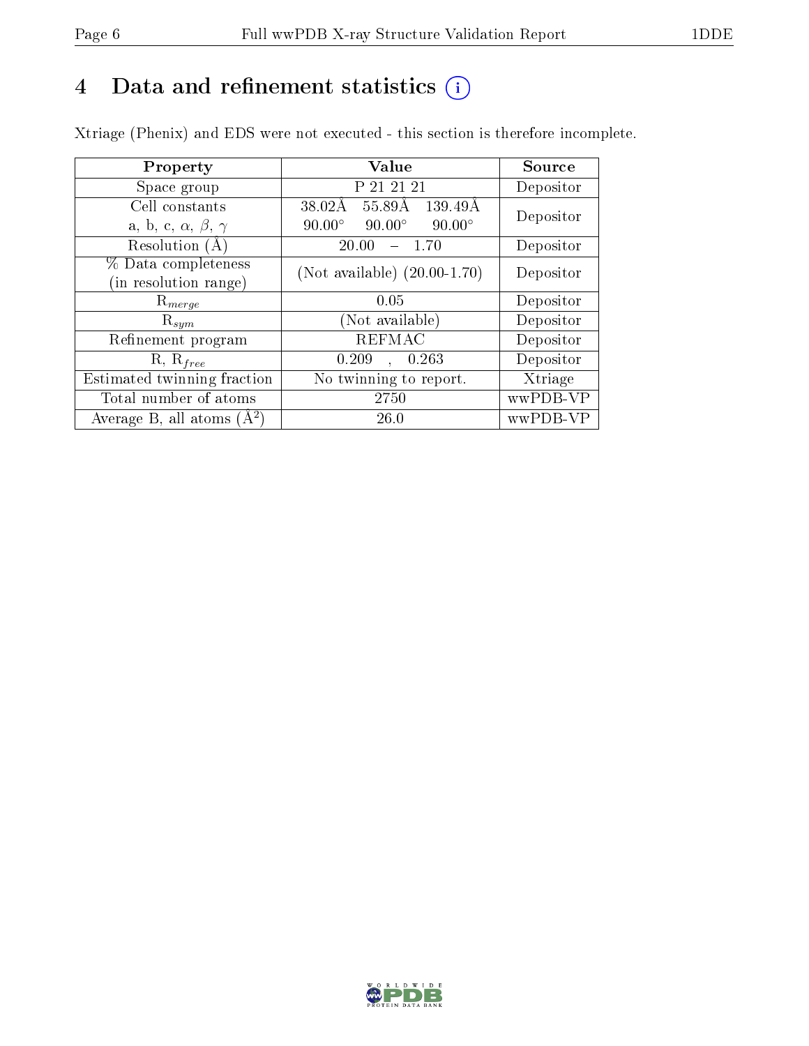# 4 Data and refinement statistics

Xtriage (Phenix) and EDS were not executed - this section is therefore incomplete.

| Property | Value | Source |
|---|---|---|
| Space group | P 21 21 21 | Depositor |
| Cell constants<br>a, b, c, $\alpha$, $\beta$, $\gamma$ | 38.02Å 55.89Å 139.49Å<br>90.00° 90.00° 90.00° | Depositor |
| Resolution (Å) | 20.00 – 1.70 | Depositor |
| % Data completeness<br>(in resolution range) | (Not available) (20.00-1.70) | Depositor |
| $R_{merge}$ | 0.05 | Depositor |
| $R_{sym}$ | (Not available) | Depositor |
| Refinement program | REFMAC | Depositor |
| R, $R_{free}$ | 0.209 , 0.263 | Depositor |
| Estimated twinning fraction | No twinning to report. | Xtriage |
| Total number of atoms | 2750 | wwPDB-VP |
| Average B, all atoms (Å$^2$) | 26.0 | wwPDB-VP |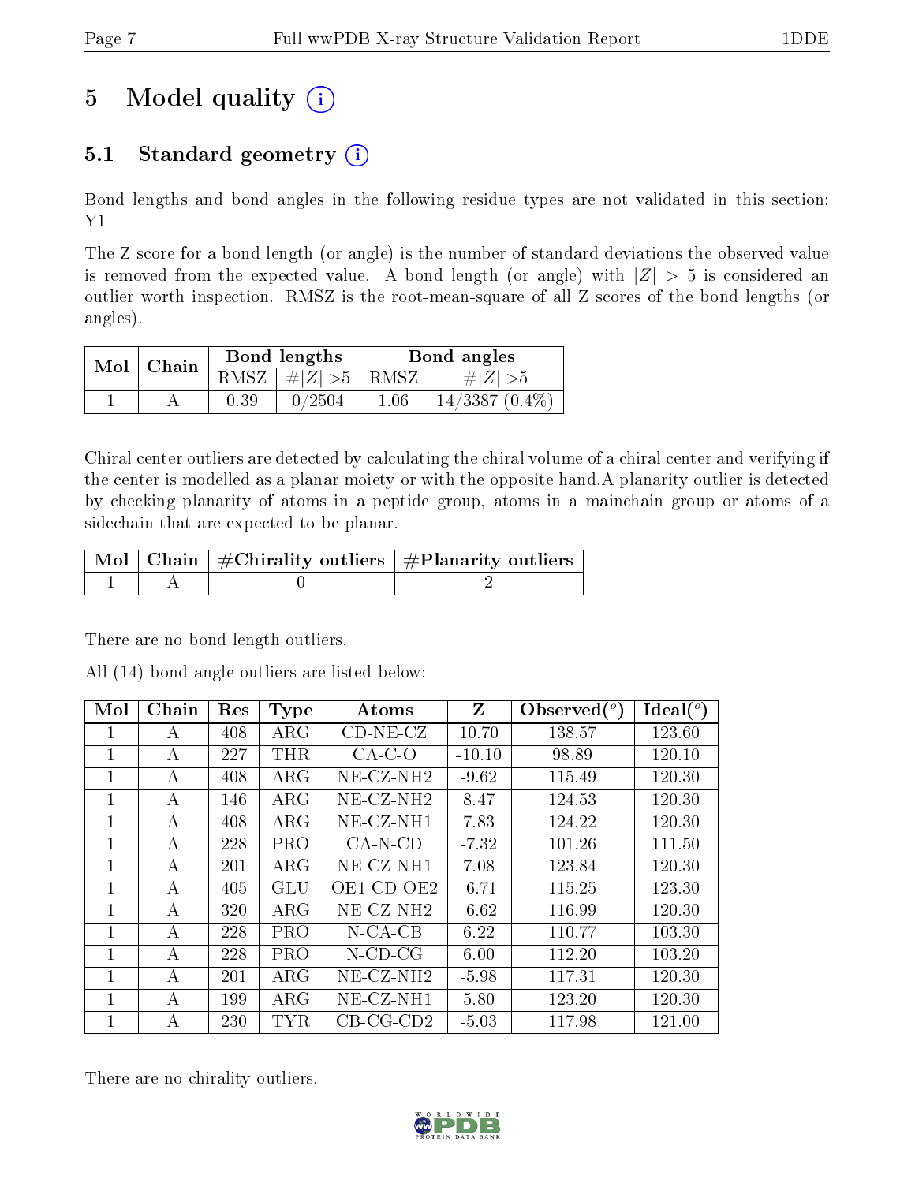# 5 Model quality

## 5.1 Standard geometry

Bond lengths and bond angles in the following residue types are not validated in this section: Y1

The Z score for a bond length (or angle) is the number of standard deviations the observed value is removed from the expected value. A bond length (or angle) with $|Z| > 5$ is considered an outlier worth inspection. RMSZ is the root-mean-square of all Z scores of the bond lengths (or angles).

| Mol | Chain | Bond lengths | | Bond angles | |
|---|---|---|---|---|---|
| | | RMSZ | #\|Z\| >5 | RMSZ | #\|Z\| >5 |
| 1 | A | 0.39 | 0/2504 | 1.06 | 14/3387 (0.4%) |

Chiral center outliers are detected by calculating the chiral volume of a chiral center and verifying if the center is modelled as a planar moiety or with the opposite hand.A planarity outlier is detected by checking planarity of atoms in a peptide group, atoms in a mainchain group or atoms of a sidechain that are expected to be planar.

| Mol | Chain | #Chirality outliers | #Planarity outliers |
|---|---|---|---|
| 1 | A | 0 | 2 |

There are no bond length outliers.

All (14) bond angle outliers are listed below:

| Mol | Chain | Res | Type | Atoms | Z | Observed(°) | Ideal(°) |
|---|---|---|---|---|---|---|---|
| 1 | A | 408 | ARG | CD-NE-CZ | 10.70 | 138.57 | 123.60 |
| 1 | A | 227 | THR | CA-C-O | -10.10 | 98.89 | 120.10 |
| 1 | A | 408 | ARG | NE-CZ-NH2 | -9.62 | 115.49 | 120.30 |
| 1 | A | 146 | ARG | NE-CZ-NH2 | 8.47 | 124.53 | 120.30 |
| 1 | A | 408 | ARG | NE-CZ-NH1 | 7.83 | 124.22 | 120.30 |
| 1 | A | 228 | PRO | CA-N-CD | -7.32 | 101.26 | 111.50 |
| 1 | A | 201 | ARG | NE-CZ-NH1 | 7.08 | 123.84 | 120.30 |
| 1 | A | 405 | GLU | OE1-CD-OE2 | -6.71 | 115.25 | 123.30 |
| 1 | A | 320 | ARG | NE-CZ-NH2 | -6.62 | 116.99 | 120.30 |
| 1 | A | 228 | PRO | N-CA-CB | 6.22 | 110.77 | 103.30 |
| 1 | A | 228 | PRO | N-CD-CG | 6.00 | 112.20 | 103.20 |
| 1 | A | 201 | ARG | NE-CZ-NH2 | -5.98 | 117.31 | 120.30 |
| 1 | A | 199 | ARG | NE-CZ-NH1 | 5.80 | 123.20 | 120.30 |
| 1 | A | 230 | TYR | CB-CG-CD2 | -5.03 | 117.98 | 121.00 |

There are no chirality outliers.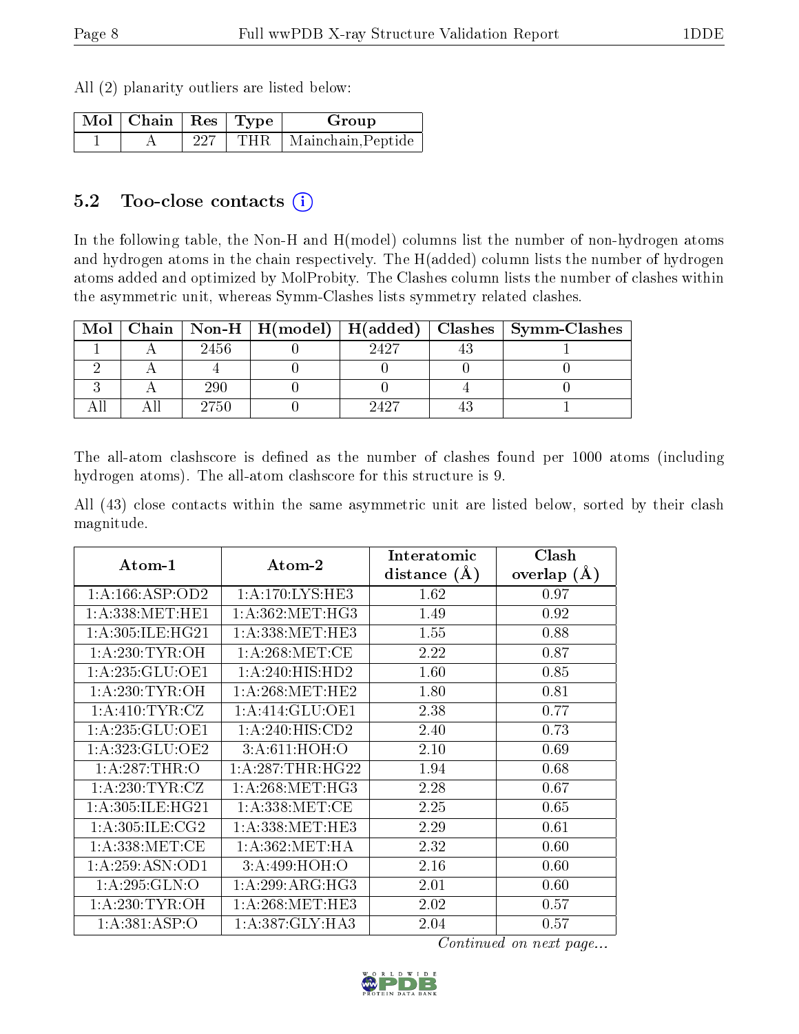All (2) planarity outliers are listed below:

| Mol | Chain | Res | Type | Group |
|---|---|---|---|---|
| 1 | A | 227 | THR | Mainchain,Peptide |

## 5.2 Too-close contacts (i)

In the following table, the Non-H and H(model) columns list the number of non-hydrogen atoms and hydrogen atoms in the chain respectively. The H(added) column lists the number of hydrogen atoms added and optimized by MolProbity. The Clashes column lists the number of clashes within the asymmetric unit, whereas Symm-Clashes lists symmetry related clashes.

| Mol | Chain | Non-H | H(model) | H(added) | Clashes | Symm-Clashes |
|---|---|---|---|---|---|---|
| 1 | A | 2456 | 0 | 2427 | 43 | 1 |
| 2 | A | 4 | 0 | 0 | 0 | 0 |
| 3 | A | 290 | 0 | 0 | 4 | 0 |
| All | All | 2750 | 0 | 2427 | 43 | 1 |

The all-atom clashscore is defined as the number of clashes found per 1000 atoms (including hydrogen atoms). The all-atom clashscore for this structure is 9.

All (43) close contacts within the same asymmetric unit are listed below, sorted by their clash magnitude.

| Atom-1 | Atom-2 | Interatomic distance (Å) | Clash overlap (Å) |
|---|---|---|---|
| 1:A:166:ASP:OD2 | 1:A:170:LYS:HE3 | 1.62 | 0.97 |
| 1:A:338:MET:HE1 | 1:A:362:MET:HG3 | 1.49 | 0.92 |
| 1:A:305:ILE:HG21 | 1:A:338:MET:HE3 | 1.55 | 0.88 |
| 1:A:230:TYR:OH | 1:A:268:MET:CE | 2.22 | 0.87 |
| 1:A:235:GLU:OE1 | 1:A:240:HIS:HD2 | 1.60 | 0.85 |
| 1:A:230:TYR:OH | 1:A:268:MET:HE2 | 1.80 | 0.81 |
| 1:A:410:TYR:CZ | 1:A:414:GLU:OE1 | 2.38 | 0.77 |
| 1:A:235:GLU:OE1 | 1:A:240:HIS:CD2 | 2.40 | 0.73 |
| 1:A:323:GLU:OE2 | 3:A:611:HOH:O | 2.10 | 0.69 |
| 1:A:287:THR:O | 1:A:287:THR:HG22 | 1.94 | 0.68 |
| 1:A:230:TYR:CZ | 1:A:268:MET:HG3 | 2.28 | 0.67 |
| 1:A:305:ILE:HG21 | 1:A:338:MET:CE | 2.25 | 0.65 |
| 1:A:305:ILE:CG2 | 1:A:338:MET:HE3 | 2.29 | 0.61 |
| 1:A:338:MET:CE | 1:A:362:MET:HA | 2.32 | 0.60 |
| 1:A:259:ASN:OD1 | 3:A:499:HOH:O | 2.16 | 0.60 |
| 1:A:295:GLN:O | 1:A:299:ARG:HG3 | 2.01 | 0.60 |
| 1:A:230:TYR:OH | 1:A:268:MET:HE3 | 2.02 | 0.57 |
| 1:A:381:ASP:O | 1:A:387:GLY:HA3 | 2.04 | 0.57 |

*Continued on next page...*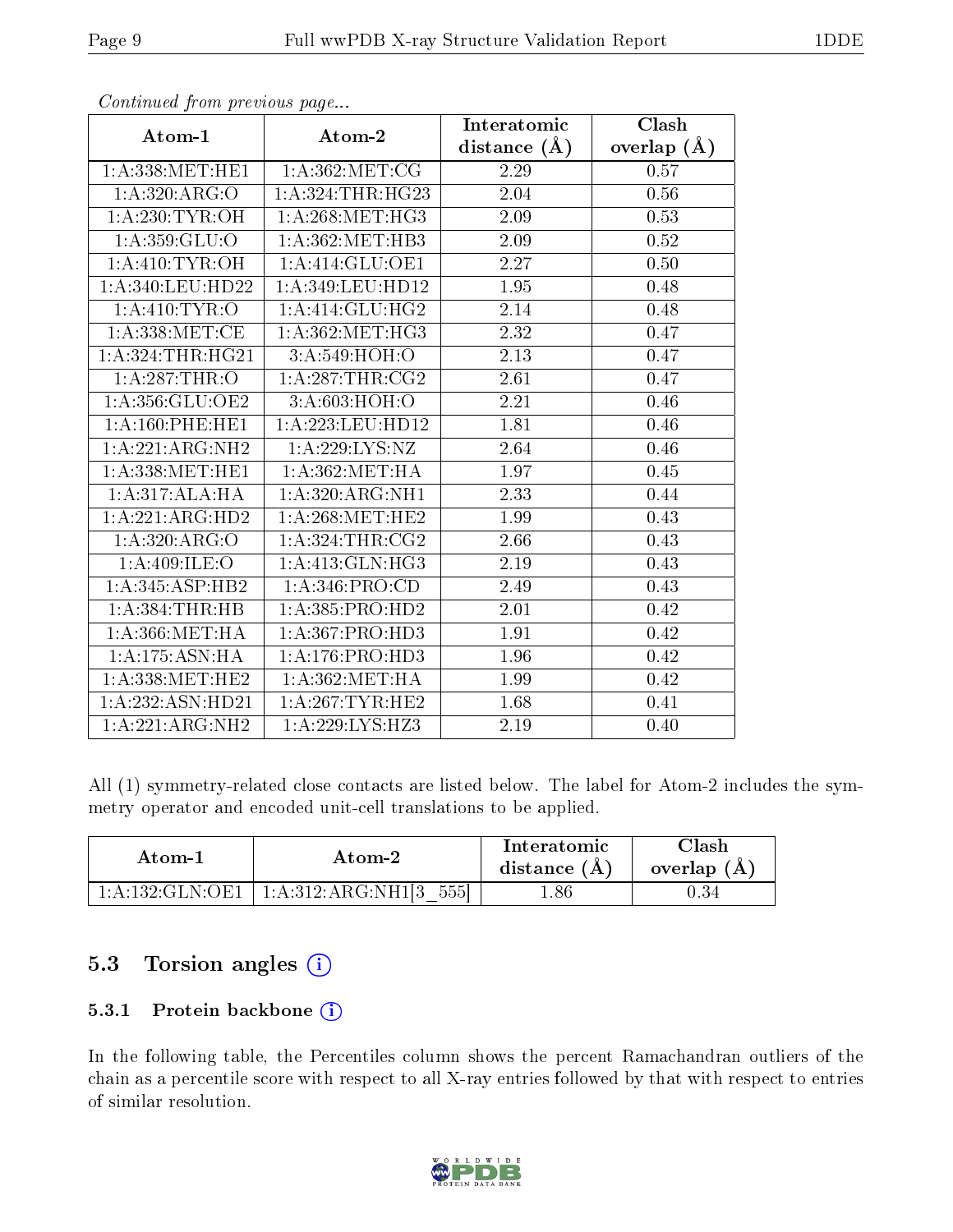*Continued from previous page...*

| Atom-1 | Atom-2 | Interatomic distance (Å) | Clash overlap (Å) |
|---|---|---|---|
| 1:A:338:MET:HE1 | 1:A:362:MET:CG | 2.29 | 0.57 |
| 1:A:320:ARG:O | 1:A:324:THR:HG23 | 2.04 | 0.56 |
| 1:A:230:TYR:OH | 1:A:268:MET:HG3 | 2.09 | 0.53 |
| 1:A:359:GLU:O | 1:A:362:MET:HB3 | 2.09 | 0.52 |
| 1:A:410:TYR:OH | 1:A:414:GLU:OE1 | 2.27 | 0.50 |
| 1:A:340:LEU:HD22 | 1:A:349:LEU:HD12 | 1.95 | 0.48 |
| 1:A:410:TYR:O | 1:A:414:GLU:HG2 | 2.14 | 0.48 |
| 1:A:338:MET:CE | 1:A:362:MET:HG3 | 2.32 | 0.47 |
| 1:A:324:THR:HG21 | 3:A:549:HOH:O | 2.13 | 0.47 |
| 1:A:287:THR:O | 1:A:287:THR:CG2 | 2.61 | 0.47 |
| 1:A:356:GLU:OE2 | 3:A:603:HOH:O | 2.21 | 0.46 |
| 1:A:160:PHE:HE1 | 1:A:223:LEU:HD12 | 1.81 | 0.46 |
| 1:A:221:ARG:NH2 | 1:A:229:LYS:NZ | 2.64 | 0.46 |
| 1:A:338:MET:HE1 | 1:A:362:MET:HA | 1.97 | 0.45 |
| 1:A:317:ALA:HA | 1:A:320:ARG:NH1 | 2.33 | 0.44 |
| 1:A:221:ARG:HD2 | 1:A:268:MET:HE2 | 1.99 | 0.43 |
| 1:A:320:ARG:O | 1:A:324:THR:CG2 | 2.66 | 0.43 |
| 1:A:409:ILE:O | 1:A:413:GLN:HG3 | 2.19 | 0.43 |
| 1:A:345:ASP:HB2 | 1:A:346:PRO:CD | 2.49 | 0.43 |
| 1:A:384:THR:HB | 1:A:385:PRO:HD2 | 2.01 | 0.42 |
| 1:A:366:MET:HA | 1:A:367:PRO:HD3 | 1.91 | 0.42 |
| 1:A:175:ASN:HA | 1:A:176:PRO:HD3 | 1.96 | 0.42 |
| 1:A:338:MET:HE2 | 1:A:362:MET:HA | 1.99 | 0.42 |
| 1:A:232:ASN:HD21 | 1:A:267:TYR:HE2 | 1.68 | 0.41 |
| 1:A:221:ARG:NH2 | 1:A:229:LYS:HZ3 | 2.19 | 0.40 |

All (1) symmetry-related close contacts are listed below. The label for Atom-2 includes the symmetry operator and encoded unit-cell translations to be applied.

| Atom-1 | Atom-2 | Interatomic distance (Å) | Clash overlap (Å) |
|---|---|---|---|
| 1:A:132:GLN:OE1 | 1:A:312:ARG:NH1[3_555] | 1.86 | 0.34 |

## 5.3 Torsion angles

### 5.3.1 Protein backbone

In the following table, the Percentiles column shows the percent Ramachandran outliers of the chain as a percentile score with respect to all X-ray entries followed by that with respect to entries of similar resolution.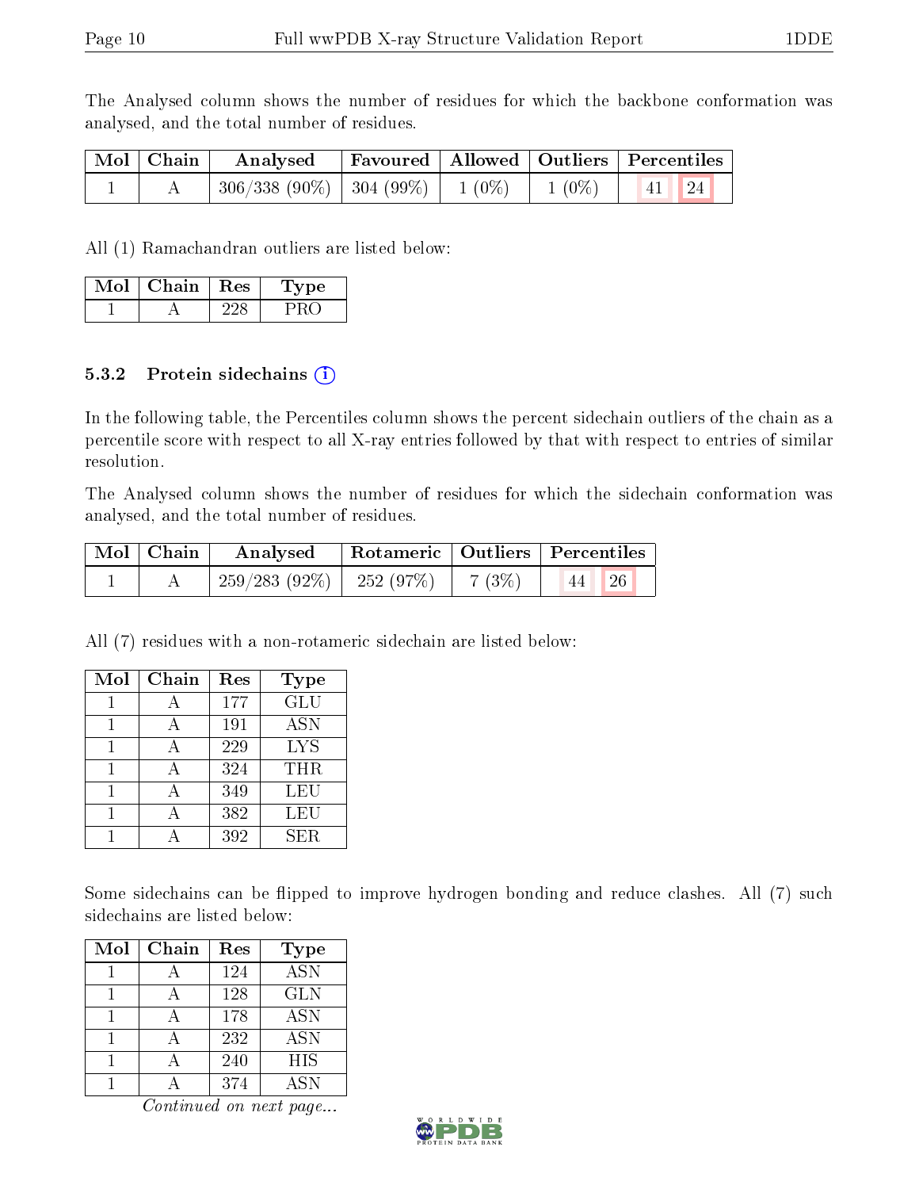The Analysed column shows the number of residues for which the backbone conformation was analysed, and the total number of residues.

| Mol | Chain | Analysed | Favoured | Allowed | Outliers | Percentiles | |
|---|---|---|---|---|---|---|---|
| 1 | A | 306/338 (90%) | 304 (99%) | 1 (0%) | 1 (0%) | 41 | 24 |

All (1) Ramachandran outliers are listed below:

| Mol | Chain | Res | Type |
|---|---|---|---|
| 1 | A | 228 | PRO |

### 5.3.2 Protein sidechains

In the following table, the Percentiles column shows the percent sidechain outliers of the chain as a percentile score with respect to all X-ray entries followed by that with respect to entries of similar resolution.

The Analysed column shows the number of residues for which the sidechain conformation was analysed, and the total number of residues.

| Mol | Chain | Analysed | Rotameric | Outliers | Percentiles | |
|---|---|---|---|---|---|---|
| 1 | A | 259/283 (92%) | 252 (97%) | 7 (3%) | 44 | 26 |

All (7) residues with a non-rotameric sidechain are listed below:

| Mol | Chain | Res | Type |
|---|---|---|---|
| 1 | A | 177 | GLU |
| 1 | A | 191 | ASN |
| 1 | A | 229 | LYS |
| 1 | A | 324 | THR |
| 1 | A | 349 | LEU |
| 1 | A | 382 | LEU |
| 1 | A | 392 | SER |

Some sidechains can be flipped to improve hydrogen bonding and reduce clashes. All (7) such sidechains are listed below:

| Mol | Chain | Res | Type |
|---|---|---|---|
| 1 | A | 124 | ASN |
| 1 | A | 128 | GLN |
| 1 | A | 178 | ASN |
| 1 | A | 232 | ASN |
| 1 | A | 240 | HIS |
| 1 | A | 374 | ASN |

*Continued on next page...*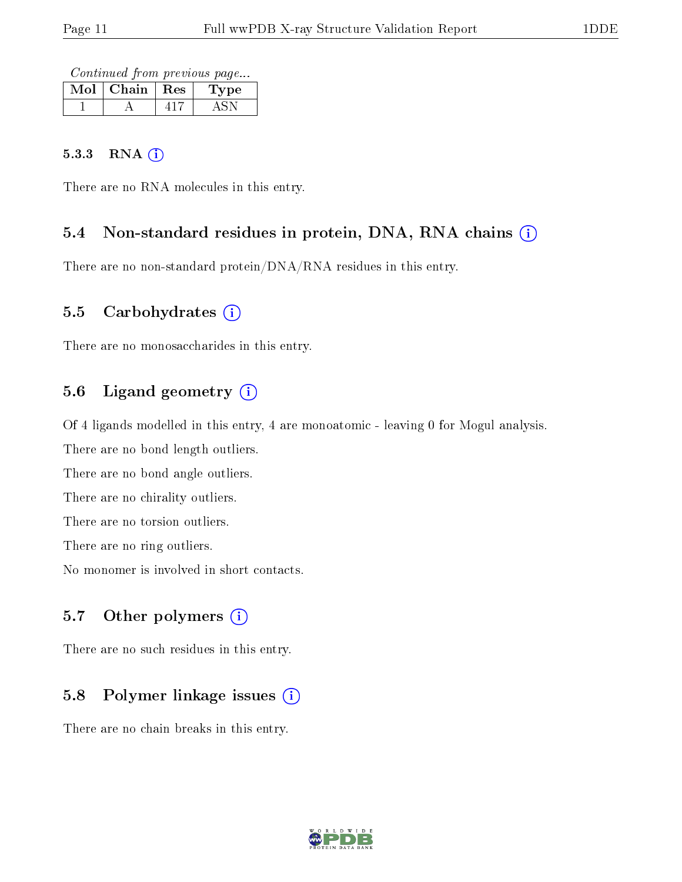*Continued from previous page...*

| Mol | Chain | Res | Type |
|---|---|---|---|
| 1 | A | 417 | ASN |

#### 5.3.3 RNA

There are no RNA molecules in this entry.

### 5.4 Non-standard residues in protein, DNA, RNA chains

There are no non-standard protein/DNA/RNA residues in this entry.

### 5.5 Carbohydrates

There are no monosaccharides in this entry.

### 5.6 Ligand geometry

Of 4 ligands modelled in this entry, 4 are monoatomic - leaving 0 for Mogul analysis.

There are no bond length outliers.

There are no bond angle outliers.

There are no chirality outliers.

There are no torsion outliers.

There are no ring outliers.

No monomer is involved in short contacts.

### 5.7 Other polymers

There are no such residues in this entry.

### 5.8 Polymer linkage issues

There are no chain breaks in this entry.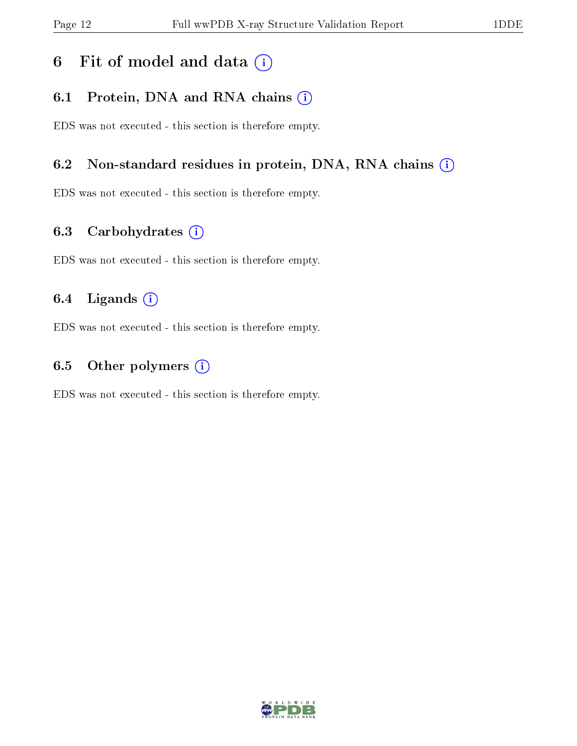# 6 Fit of model and data

## 6.1 Protein, DNA and RNA chains

EDS was not executed - this section is therefore empty.

## 6.2 Non-standard residues in protein, DNA, RNA chains

EDS was not executed - this section is therefore empty.

## 6.3 Carbohydrates

EDS was not executed - this section is therefore empty.

## 6.4 Ligands

EDS was not executed - this section is therefore empty.

## 6.5 Other polymers

EDS was not executed - this section is therefore empty.